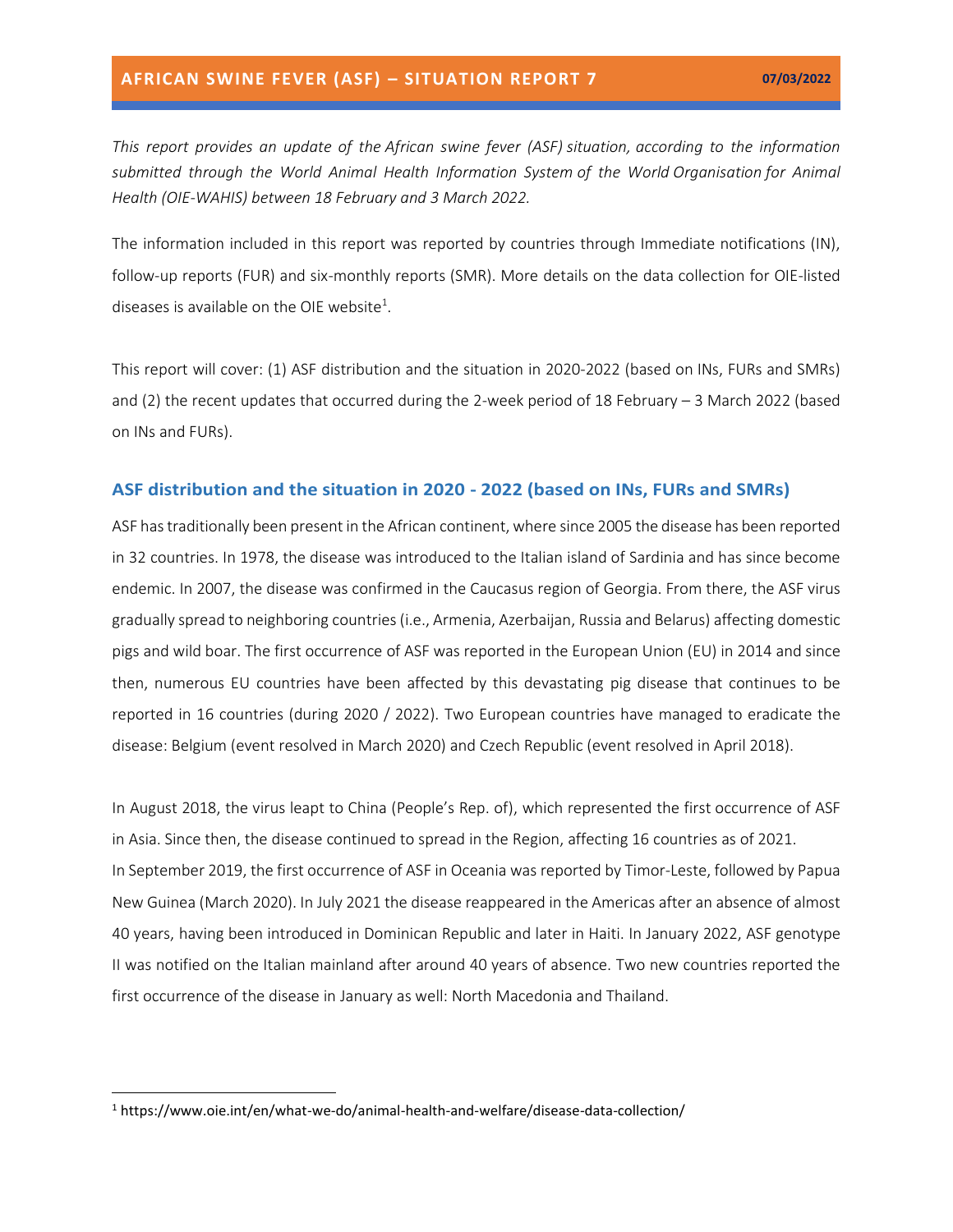# AFRICAN SWINE FEVER (ASF) – SITUATION REPORT 7

**07/03/2022**

*This report provides an update of the African swine fever (ASF) situation, according to the information submitted through the World Animal Health Information System of the World Organisation for Animal Health (OIE-WAHIS) between 18 February and 3 March 2022.*

The information included in this report was reported by countries through Immediate notifications (IN), follow-up reports (FUR) and six-monthly reports (SMR). More details on the data collection for OIE-listed diseases is available on the OIE website[1].

This report will cover: (1) ASF distribution and the situation in 2020-2022 (based on INs, FURs and SMRs) and (2) the recent updates that occurred during the 2-week period of 18 February – 3 March 2022 (based on INs and FURs).

## ASF distribution and the situation in 2020 - 2022 (based on INs, FURs and SMRs)

ASF has traditionally been present in the African continent, where since 2005 the disease has been reported in 32 countries. In 1978, the disease was introduced to the Italian island of Sardinia and has since become endemic. In 2007, the disease was confirmed in the Caucasus region of Georgia. From there, the ASF virus gradually spread to neighboring countries (i.e., Armenia, Azerbaijan, Russia and Belarus) affecting domestic pigs and wild boar. The first occurrence of ASF was reported in the European Union (EU) in 2014 and since then, numerous EU countries have been affected by this devastating pig disease that continues to be reported in 16 countries (during 2020 / 2022). Two European countries have managed to eradicate the disease: Belgium (event resolved in March 2020) and Czech Republic (event resolved in April 2018).

In August 2018, the virus leapt to China (People's Rep. of), which represented the first occurrence of ASF in Asia. Since then, the disease continued to spread in the Region, affecting 16 countries as of 2021. In September 2019, the first occurrence of ASF in Oceania was reported by Timor-Leste, followed by Papua New Guinea (March 2020). In July 2021 the disease reappeared in the Americas after an absence of almost 40 years, having been introduced in Dominican Republic and later in Haiti. In January 2022, ASF genotype II was notified on the Italian mainland after around 40 years of absence. Two new countries reported the first occurrence of the disease in January as well: North Macedonia and Thailand.

[1] https://www.oie.int/en/what-we-do/animal-health-and-welfare/disease-data-collection/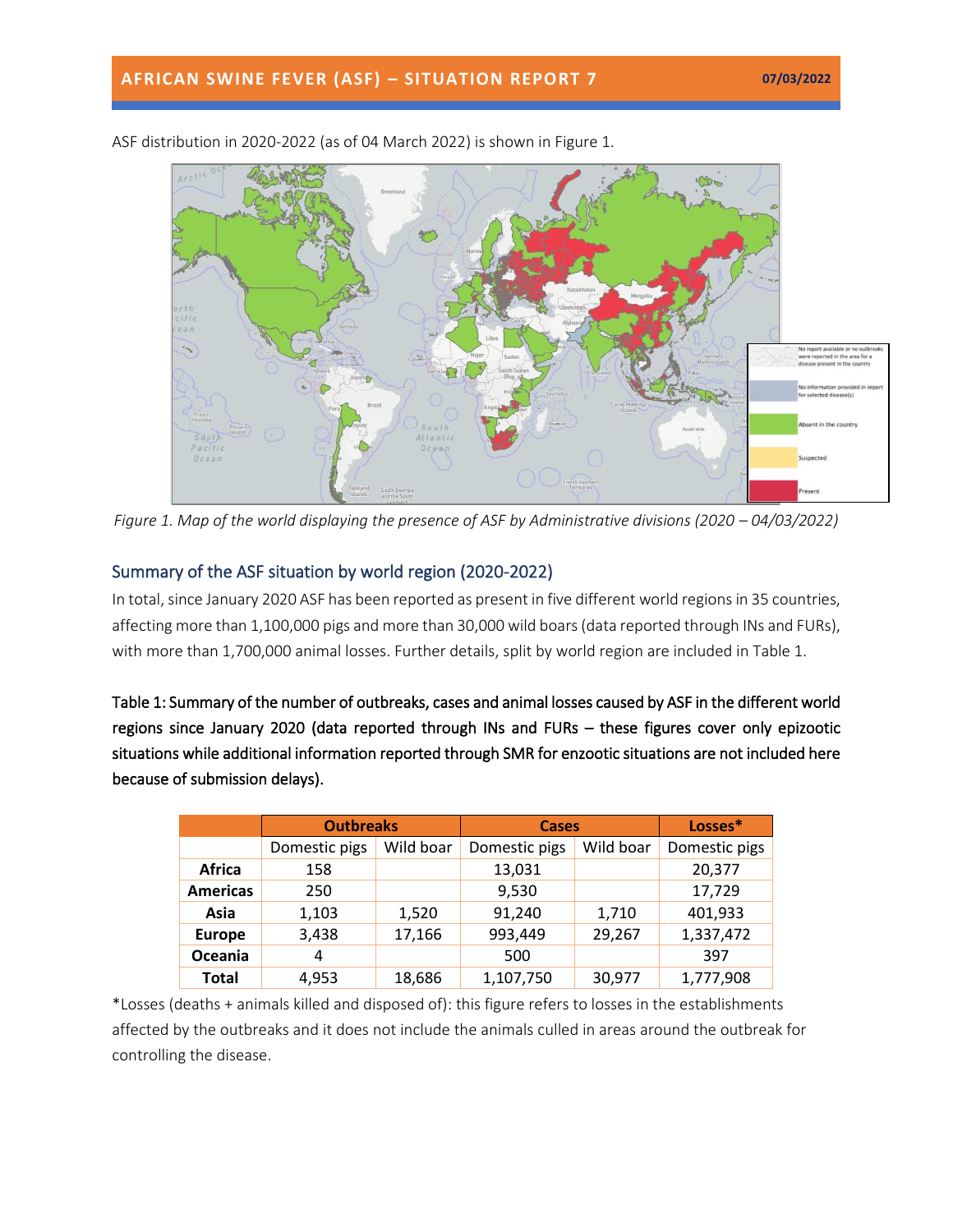ASF distribution in 2020-2022 (as of 04 March 2022) is shown in Figure 1.

*Figure 1. Map of the world displaying the presence of ASF by Administrative divisions (2020 – 04/03/2022)*

## Summary of the ASF situation by world region (2020-2022)

In total, since January 2020 ASF has been reported as present in five different world regions in 35 countries, affecting more than 1,100,000 pigs and more than 30,000 wild boars (data reported through INs and FURs), with more than 1,700,000 animal losses. Further details, split by world region are included in Table 1.

**Table 1: Summary of the number of outbreaks, cases and animal losses caused by ASF in the different world regions since January 2020 (data reported through INs and FURs – these figures cover only epizootic situations while additional information reported through SMR for enzootic situations are not included here because of submission delays).**

| | Outbreaks | | Cases | | Losses* |
|---|---|---|---|---|---|
| | Domestic pigs | Wild boar | Domestic pigs | Wild boar | Domestic pigs |
| **Africa** | 158 | | 13,031 | | 20,377 |
| **Americas** | 250 | | 9,530 | | 17,729 |
| **Asia** | 1,103 | 1,520 | 91,240 | 1,710 | 401,933 |
| **Europe** | 3,438 | 17,166 | 993,449 | 29,267 | 1,337,472 |
| **Oceania** | 4 | | 500 | | 397 |
| **Total** | 4,953 | 18,686 | 1,107,750 | 30,977 | 1,777,908 |

*Losses (deaths + animals killed and disposed of): this figure refers to losses in the establishments affected by the outbreaks and it does not include the animals culled in areas around the outbreak for controlling the disease.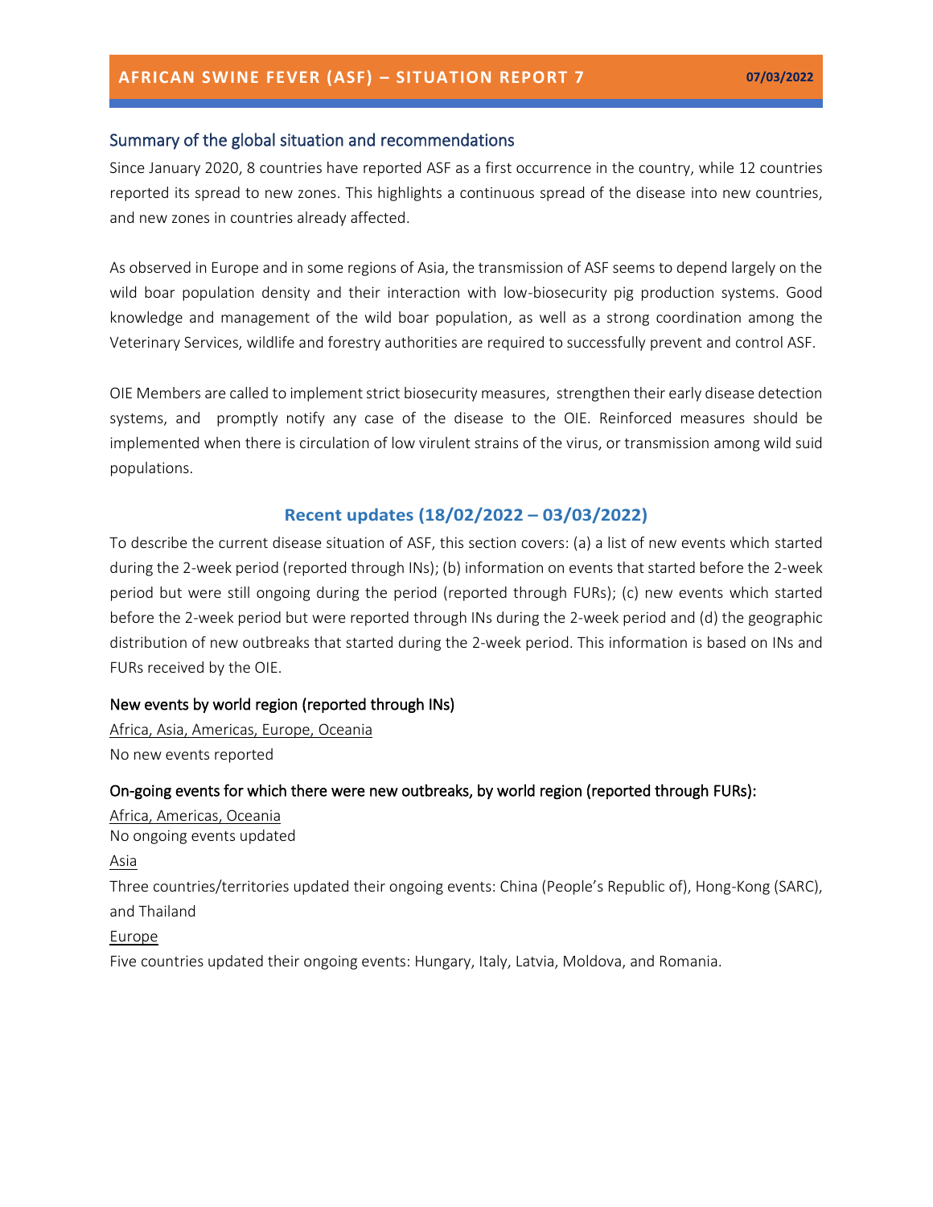# AFRICAN SWINE FEVER (ASF) – SITUATION REPORT 7

07/03/2022

## Summary of the global situation and recommendations

Since January 2020, 8 countries have reported ASF as a first occurrence in the country, while 12 countries reported its spread to new zones. This highlights a continuous spread of the disease into new countries, and new zones in countries already affected.

As observed in Europe and in some regions of Asia, the transmission of ASF seems to depend largely on the wild boar population density and their interaction with low-biosecurity pig production systems. Good knowledge and management of the wild boar population, as well as a strong coordination among the Veterinary Services, wildlife and forestry authorities are required to successfully prevent and control ASF.

OIE Members are called to implement strict biosecurity measures, strengthen their early disease detection systems, and promptly notify any case of the disease to the OIE. Reinforced measures should be implemented when there is circulation of low virulent strains of the virus, or transmission among wild suid populations.

## Recent updates (18/02/2022 – 03/03/2022)

To describe the current disease situation of ASF, this section covers: (a) a list of new events which started during the 2-week period (reported through INs); (b) information on events that started before the 2-week period but were still ongoing during the period (reported through FURs); (c) new events which started before the 2-week period but were reported through INs during the 2-week period and (d) the geographic distribution of new outbreaks that started during the 2-week period. This information is based on INs and FURs received by the OIE.

### New events by world region (reported through INs)

Africa, Asia, Americas, Europe, Oceania

No new events reported

### On-going events for which there were new outbreaks, by world region (reported through FURs):

Africa, Americas, Oceania

No ongoing events updated

Asia

Three countries/territories updated their ongoing events: China (People's Republic of), Hong-Kong (SARC), and Thailand

Europe

Five countries updated their ongoing events: Hungary, Italy, Latvia, Moldova, and Romania.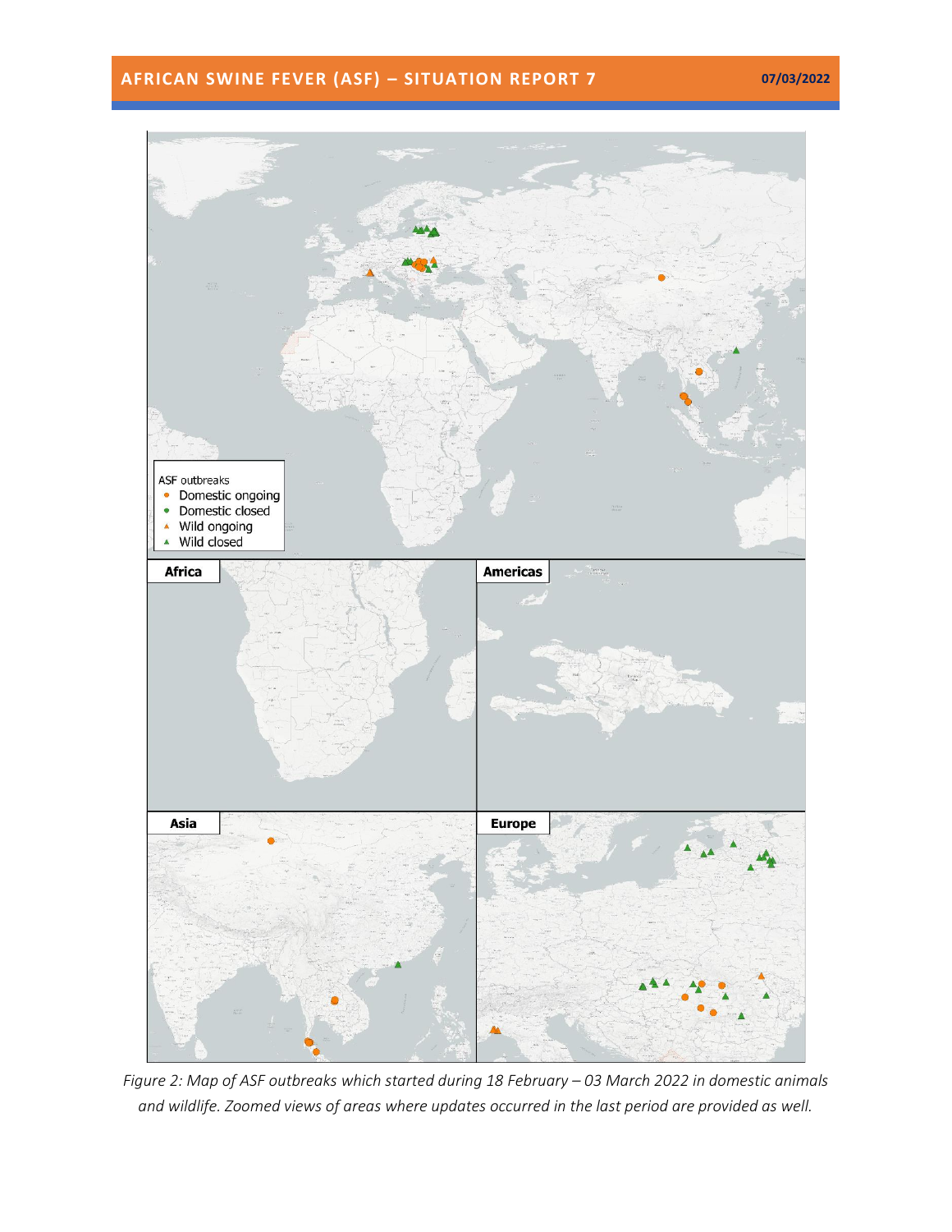*Figure 2: Map of ASF outbreaks which started during 18 February – 03 March 2022 in domestic animals and wildlife. Zoomed views of areas where updates occurred in the last period are provided as well.*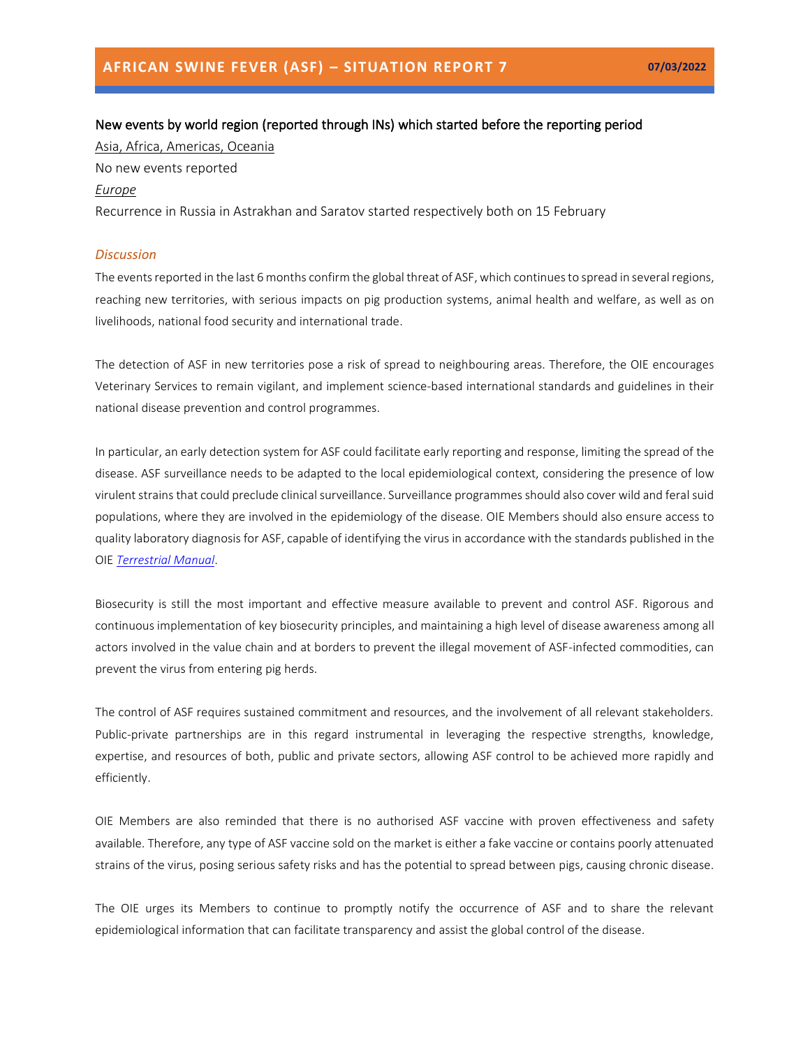New events by world region (reported through INs) which started before the reporting period

Asia, Africa, Americas, Oceania

No new events reported

*Europe*

Recurrence in Russia in Astrakhan and Saratov started respectively both on 15 February

### *Discussion*

The events reported in the last 6 months confirm the global threat of ASF, which continues to spread in several regions, reaching new territories, with serious impacts on pig production systems, animal health and welfare, as well as on livelihoods, national food security and international trade.

The detection of ASF in new territories pose a risk of spread to neighbouring areas. Therefore, the OIE encourages Veterinary Services to remain vigilant, and implement science-based international standards and guidelines in their national disease prevention and control programmes.

In particular, an early detection system for ASF could facilitate early reporting and response, limiting the spread of the disease. ASF surveillance needs to be adapted to the local epidemiological context, considering the presence of low virulent strains that could preclude clinical surveillance. Surveillance programmes should also cover wild and feral suid populations, where they are involved in the epidemiology of the disease. OIE Members should also ensure access to quality laboratory diagnosis for ASF, capable of identifying the virus in accordance with the standards published in the OIE *Terrestrial Manual*.

Biosecurity is still the most important and effective measure available to prevent and control ASF. Rigorous and continuous implementation of key biosecurity principles, and maintaining a high level of disease awareness among all actors involved in the value chain and at borders to prevent the illegal movement of ASF-infected commodities, can prevent the virus from entering pig herds.

The control of ASF requires sustained commitment and resources, and the involvement of all relevant stakeholders. Public-private partnerships are in this regard instrumental in leveraging the respective strengths, knowledge, expertise, and resources of both, public and private sectors, allowing ASF control to be achieved more rapidly and efficiently.

OIE Members are also reminded that there is no authorised ASF vaccine with proven effectiveness and safety available. Therefore, any type of ASF vaccine sold on the market is either a fake vaccine or contains poorly attenuated strains of the virus, posing serious safety risks and has the potential to spread between pigs, causing chronic disease.

The OIE urges its Members to continue to promptly notify the occurrence of ASF and to share the relevant epidemiological information that can facilitate transparency and assist the global control of the disease.